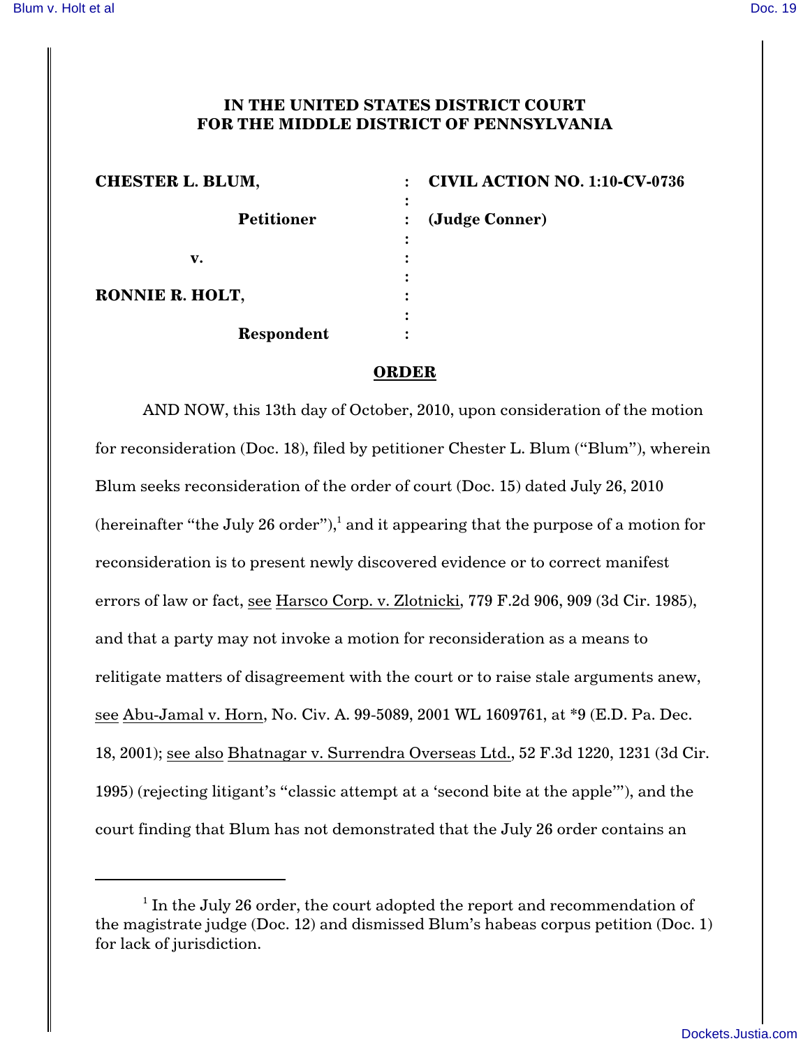# IN THE UNITED STATES DISTRICT COURT FOR THE MIDDLE DISTRICT OF PENNSYLVANIA

| | | |
|---|---|---|
| **CHESTER L. BLUM,** | : | **CIVIL ACTION NO. 1:10-CV-0736** |
| **Petitioner** | : | **(Judge Conner)** |
| **v.** | : | |
| **RONNIE R. HOLT,** | : | |
| **Respondent** | : | |

## ORDER

AND NOW, this 13th day of October, 2010, upon consideration of the motion for reconsideration (Doc. 18), filed by petitioner Chester L. Blum ("Blum"), wherein Blum seeks reconsideration of the order of court (Doc. 15) dated July 26, 2010 (hereinafter "the July 26 order"),[1] and it appearing that the purpose of a motion for reconsideration is to present newly discovered evidence or to correct manifest errors of law or fact, see Harsco Corp. v. Zlotnicki, 779 F.2d 906, 909 (3d Cir. 1985), and that a party may not invoke a motion for reconsideration as a means to relitigate matters of disagreement with the court or to raise stale arguments anew, see Abu-Jamal v. Horn, No. Civ. A. 99-5089, 2001 WL 1609761, at *9 (E.D. Pa. Dec. 18, 2001); see also Bhatnagar v. Surrendra Overseas Ltd., 52 F.3d 1220, 1231 (3d Cir. 1995) (rejecting litigant's "classic attempt at a 'second bite at the apple'"), and the court finding that Blum has not demonstrated that the July 26 order contains an

---

[1] In the July 26 order, the court adopted the report and recommendation of the magistrate judge (Doc. 12) and dismissed Blum's habeas corpus petition (Doc. 1) for lack of jurisdiction.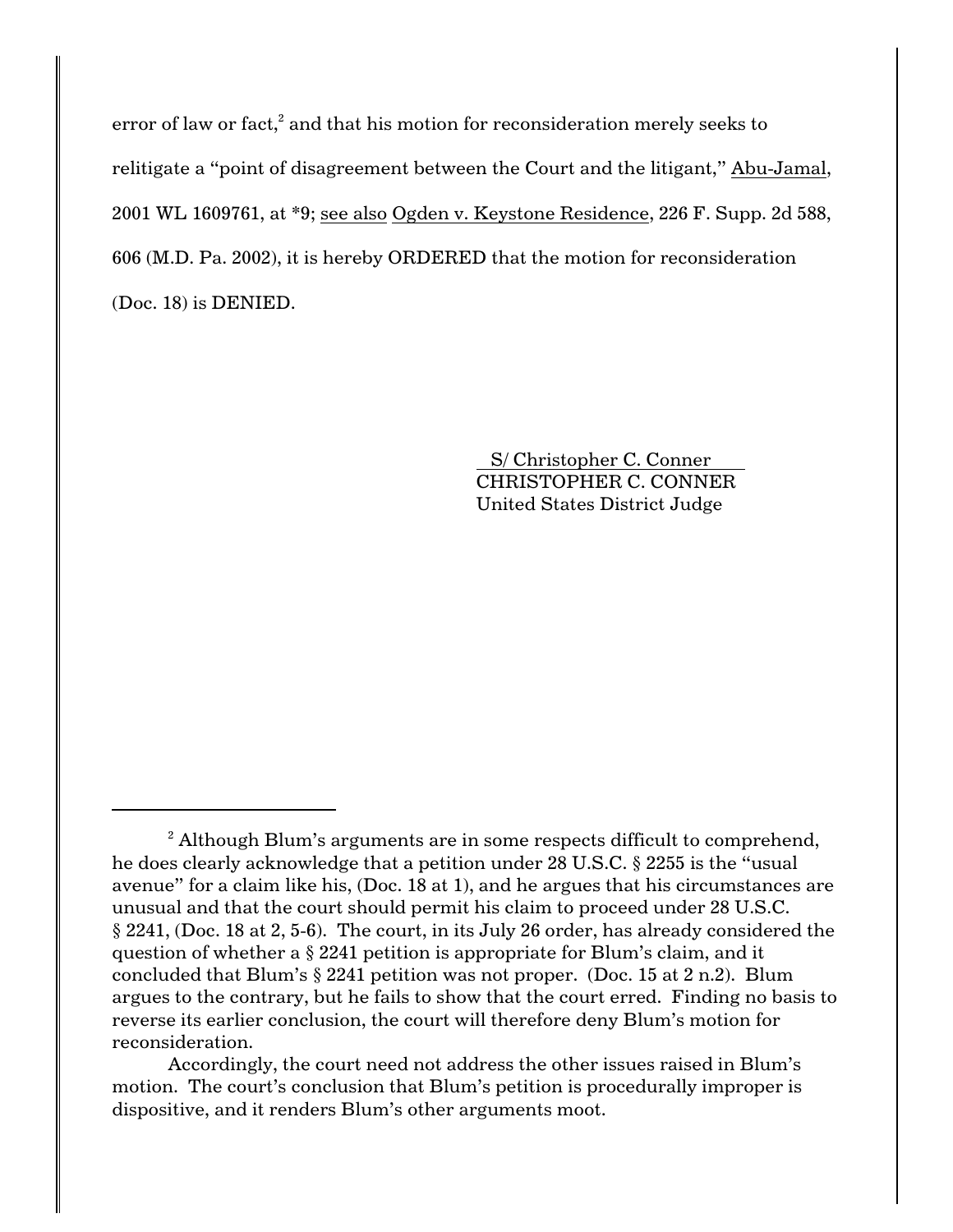error of law or fact,[2] and that his motion for reconsideration merely seeks to relitigate a "point of disagreement between the Court and the litigant," Abu-Jamal, 2001 WL 1609761, at *9; see also Ogden v. Keystone Residence, 226 F. Supp. 2d 588, 606 (M.D. Pa. 2002), it is hereby ORDERED that the motion for reconsideration (Doc. 18) is DENIED.

S/ Christopher C. Conner
CHRISTOPHER C. CONNER
United States District Judge

---

[2] Although Blum's arguments are in some respects difficult to comprehend, he does clearly acknowledge that a petition under 28 U.S.C. § 2255 is the "usual avenue" for a claim like his, (Doc. 18 at 1), and he argues that his circumstances are unusual and that the court should permit his claim to proceed under 28 U.S.C. § 2241, (Doc. 18 at 2, 5-6). The court, in its July 26 order, has already considered the question of whether a § 2241 petition is appropriate for Blum's claim, and it concluded that Blum's § 2241 petition was not proper. (Doc. 15 at 2 n.2). Blum argues to the contrary, but he fails to show that the court erred. Finding no basis to reverse its earlier conclusion, the court will therefore deny Blum's motion for reconsideration.

Accordingly, the court need not address the other issues raised in Blum's motion. The court's conclusion that Blum's petition is procedurally improper is dispositive, and it renders Blum's other arguments moot.